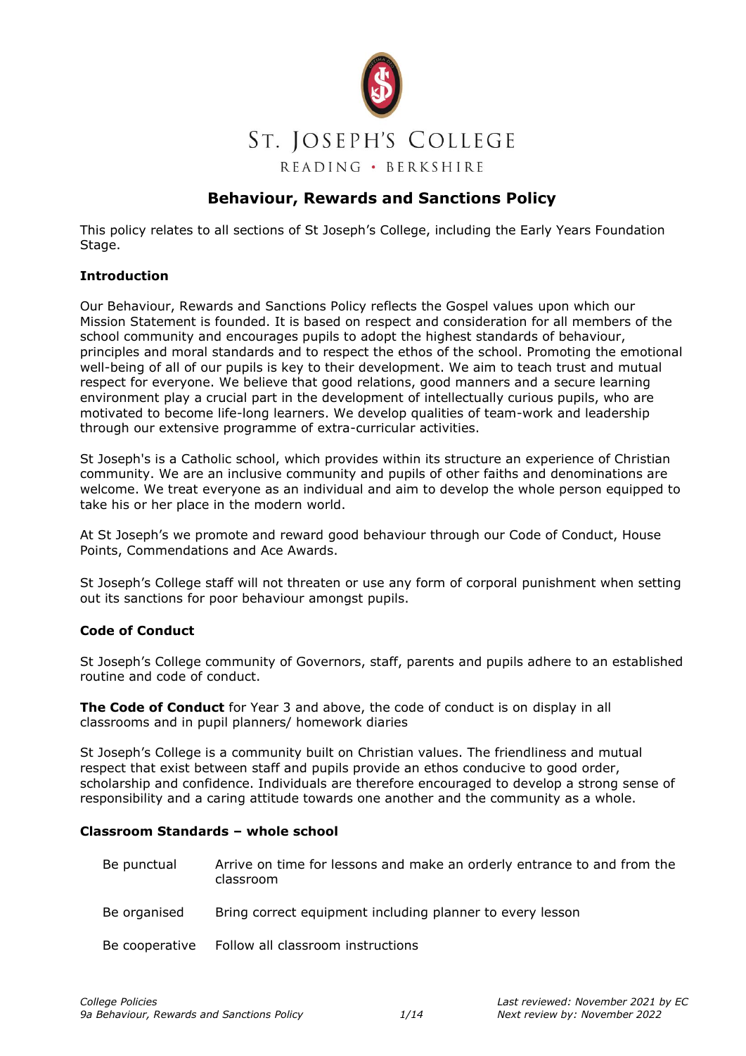ST. JOSEPH'S COLLEGE

READING • BERKSHIRE

# Behaviour, Rewards and Sanctions Policy

This policy relates to all sections of St Joseph's College, including the Early Years Foundation Stage.

**Introduction**

Our Behaviour, Rewards and Sanctions Policy reflects the Gospel values upon which our Mission Statement is founded. It is based on respect and consideration for all members of the school community and encourages pupils to adopt the highest standards of behaviour, principles and moral standards and to respect the ethos of the school. Promoting the emotional well-being of all of our pupils is key to their development. We aim to teach trust and mutual respect for everyone. We believe that good relations, good manners and a secure learning environment play a crucial part in the development of intellectually curious pupils, who are motivated to become life-long learners. We develop qualities of team-work and leadership through our extensive programme of extra-curricular activities.

St Joseph's is a Catholic school, which provides within its structure an experience of Christian community. We are an inclusive community and pupils of other faiths and denominations are welcome. We treat everyone as an individual and aim to develop the whole person equipped to take his or her place in the modern world.

At St Joseph's we promote and reward good behaviour through our Code of Conduct, House Points, Commendations and Ace Awards.

St Joseph's College staff will not threaten or use any form of corporal punishment when setting out its sanctions for poor behaviour amongst pupils.

**Code of Conduct**

St Joseph's College community of Governors, staff, parents and pupils adhere to an established routine and code of conduct.

**The Code of Conduct** for Year 3 and above, the code of conduct is on display in all classrooms and in pupil planners/ homework diaries

St Joseph's College is a community built on Christian values. The friendliness and mutual respect that exist between staff and pupils provide an ethos conducive to good order, scholarship and confidence. Individuals are therefore encouraged to develop a strong sense of responsibility and a caring attitude towards one another and the community as a whole.

**Classroom Standards – whole school**

| | |
|---|---|
| Be punctual | Arrive on time for lessons and make an orderly entrance to and from the classroom |
| Be organised | Bring correct equipment including planner to every lesson |
| Be cooperative | Follow all classroom instructions |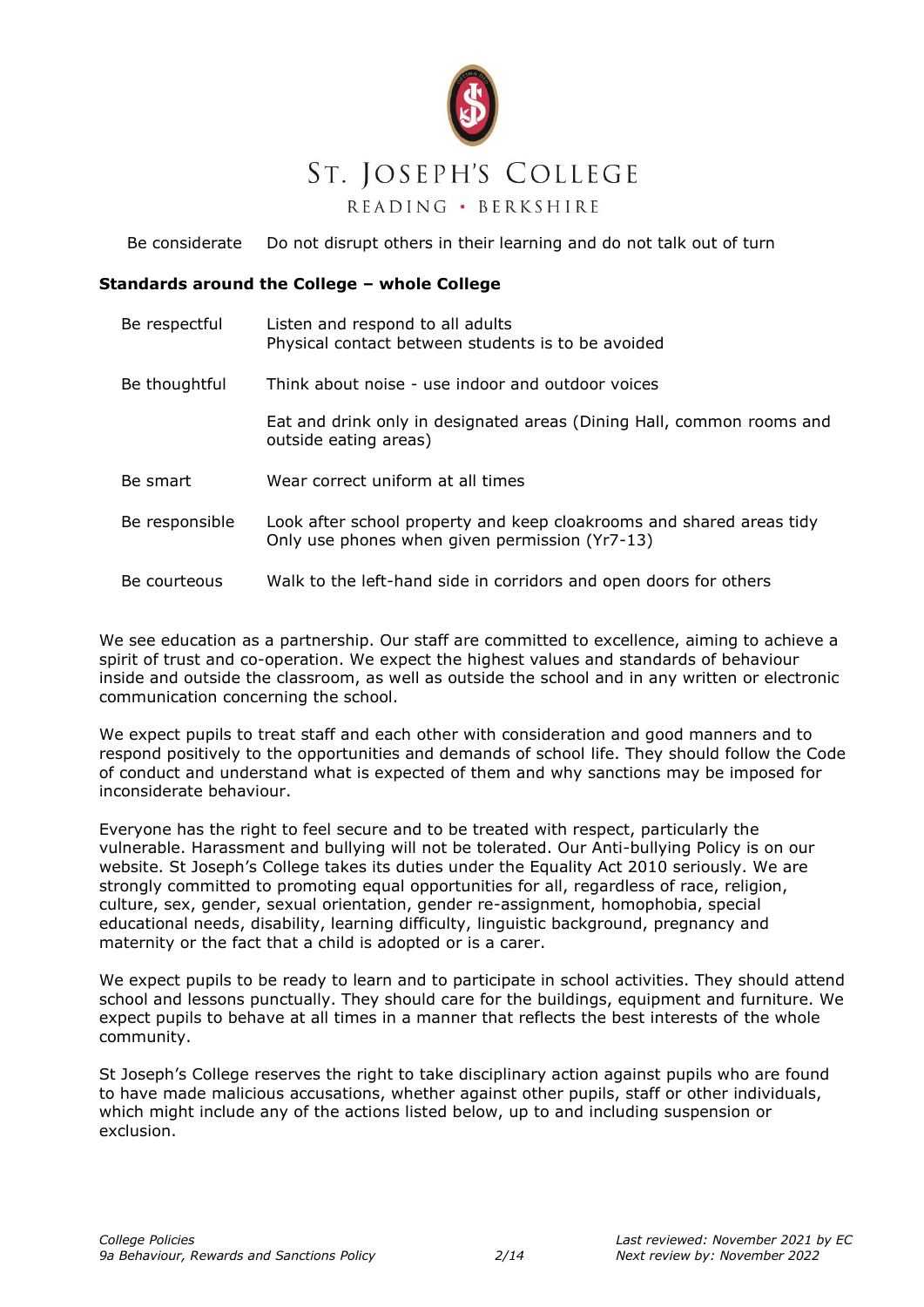| | |
|---|---|
| Be considerate | Do not disrupt others in their learning and do not talk out of turn |

**Standards around the College – whole College**

| | |
|---|---|
| Be respectful | Listen and respond to all adults<br>Physical contact between students is to be avoided |
| Be thoughtful | Think about noise - use indoor and outdoor voices |
| | Eat and drink only in designated areas (Dining Hall, common rooms and outside eating areas) |
| Be smart | Wear correct uniform at all times |
| Be responsible | Look after school property and keep cloakrooms and shared areas tidy<br>Only use phones when given permission (Yr7-13) |
| Be courteous | Walk to the left-hand side in corridors and open doors for others |

We see education as a partnership. Our staff are committed to excellence, aiming to achieve a spirit of trust and co-operation. We expect the highest values and standards of behaviour inside and outside the classroom, as well as outside the school and in any written or electronic communication concerning the school.

We expect pupils to treat staff and each other with consideration and good manners and to respond positively to the opportunities and demands of school life. They should follow the Code of conduct and understand what is expected of them and why sanctions may be imposed for inconsiderate behaviour.

Everyone has the right to feel secure and to be treated with respect, particularly the vulnerable. Harassment and bullying will not be tolerated. Our Anti-bullying Policy is on our website. St Joseph's College takes its duties under the Equality Act 2010 seriously. We are strongly committed to promoting equal opportunities for all, regardless of race, religion, culture, sex, gender, sexual orientation, gender re-assignment, homophobia, special educational needs, disability, learning difficulty, linguistic background, pregnancy and maternity or the fact that a child is adopted or is a carer.

We expect pupils to be ready to learn and to participate in school activities. They should attend school and lessons punctually. They should care for the buildings, equipment and furniture. We expect pupils to behave at all times in a manner that reflects the best interests of the whole community.

St Joseph's College reserves the right to take disciplinary action against pupils who are found to have made malicious accusations, whether against other pupils, staff or other individuals, which might include any of the actions listed below, up to and including suspension or exclusion.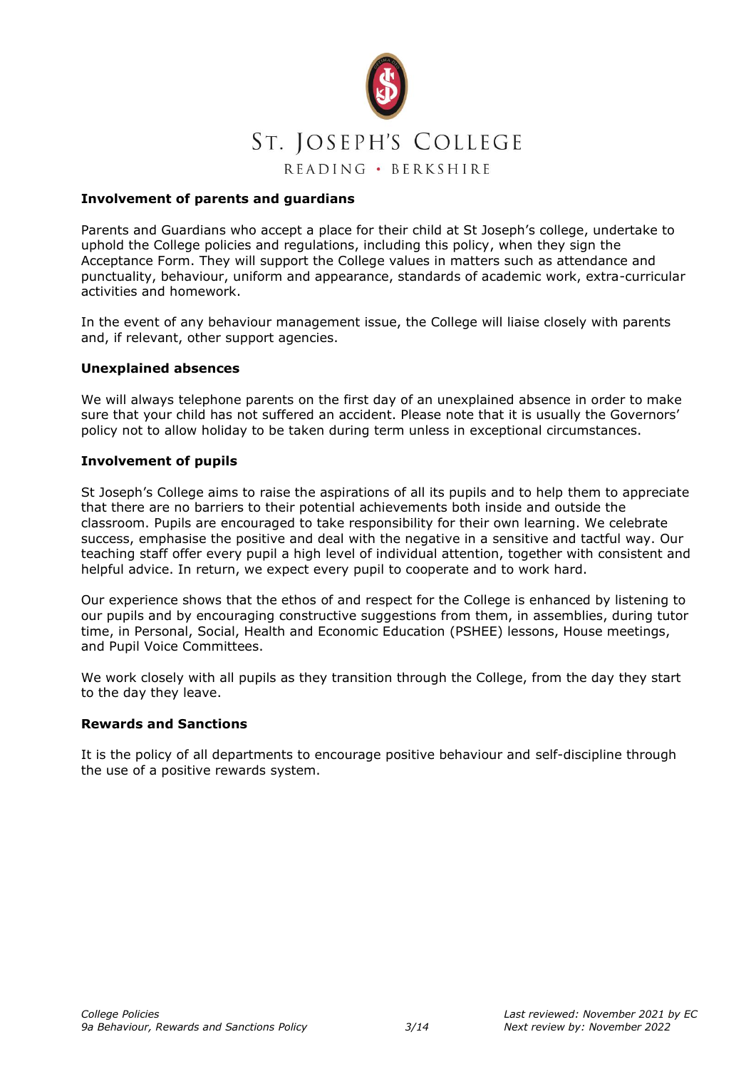### Involvement of parents and guardians

Parents and Guardians who accept a place for their child at St Joseph's college, undertake to uphold the College policies and regulations, including this policy, when they sign the Acceptance Form. They will support the College values in matters such as attendance and punctuality, behaviour, uniform and appearance, standards of academic work, extra-curricular activities and homework.

In the event of any behaviour management issue, the College will liaise closely with parents and, if relevant, other support agencies.

### Unexplained absences

We will always telephone parents on the first day of an unexplained absence in order to make sure that your child has not suffered an accident. Please note that it is usually the Governors' policy not to allow holiday to be taken during term unless in exceptional circumstances.

### Involvement of pupils

St Joseph's College aims to raise the aspirations of all its pupils and to help them to appreciate that there are no barriers to their potential achievements both inside and outside the classroom. Pupils are encouraged to take responsibility for their own learning. We celebrate success, emphasise the positive and deal with the negative in a sensitive and tactful way. Our teaching staff offer every pupil a high level of individual attention, together with consistent and helpful advice. In return, we expect every pupil to cooperate and to work hard.

Our experience shows that the ethos of and respect for the College is enhanced by listening to our pupils and by encouraging constructive suggestions from them, in assemblies, during tutor time, in Personal, Social, Health and Economic Education (PSHEE) lessons, House meetings, and Pupil Voice Committees.

We work closely with all pupils as they transition through the College, from the day they start to the day they leave.

### Rewards and Sanctions

It is the policy of all departments to encourage positive behaviour and self-discipline through the use of a positive rewards system.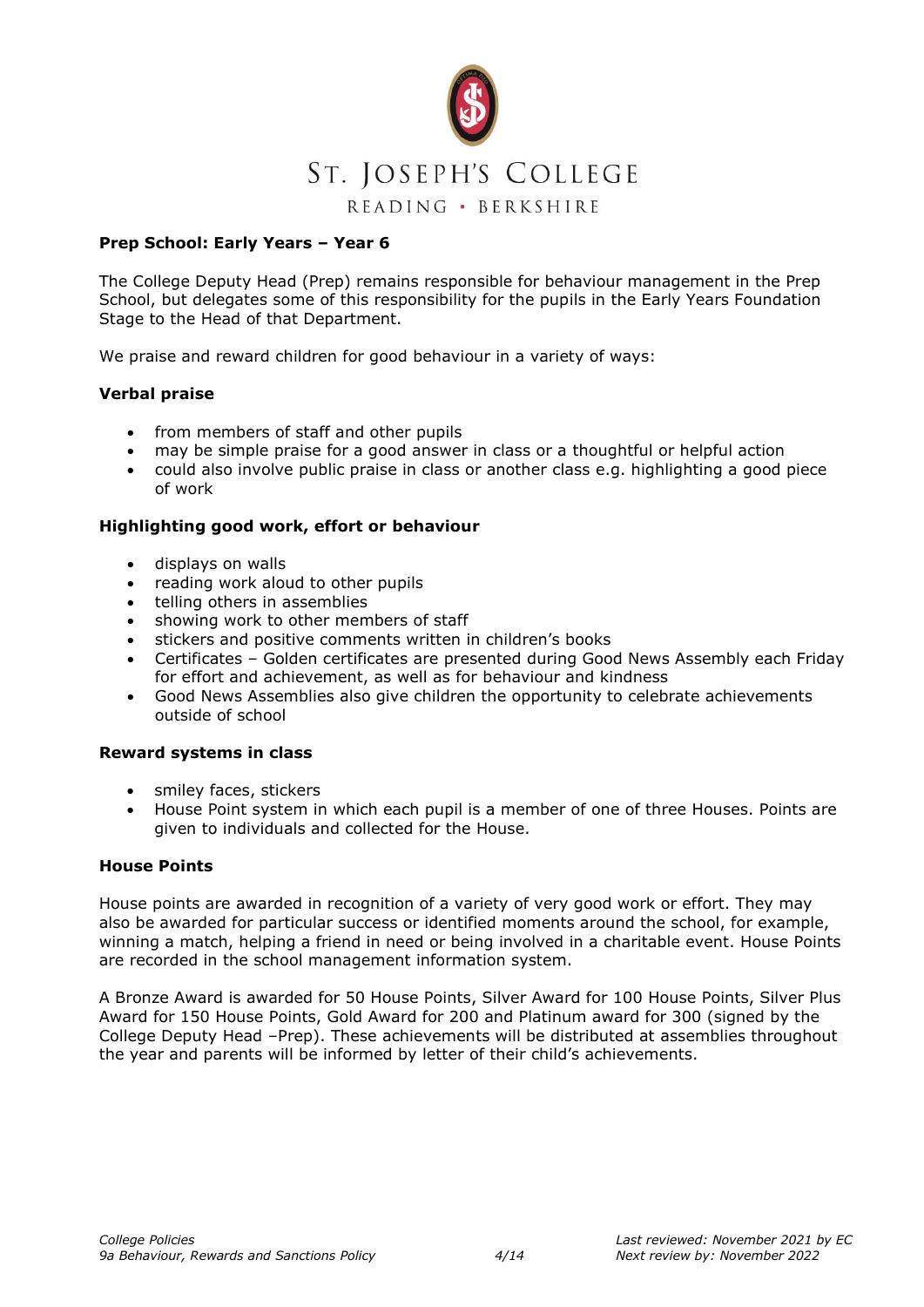**Prep School: Early Years – Year 6**

The College Deputy Head (Prep) remains responsible for behaviour management in the Prep School, but delegates some of this responsibility for the pupils in the Early Years Foundation Stage to the Head of that Department.

We praise and reward children for good behaviour in a variety of ways:

**Verbal praise**

- from members of staff and other pupils
- may be simple praise for a good answer in class or a thoughtful or helpful action
- could also involve public praise in class or another class e.g. highlighting a good piece of work

**Highlighting good work, effort or behaviour**

- displays on walls
- reading work aloud to other pupils
- telling others in assemblies
- showing work to other members of staff
- stickers and positive comments written in children's books
- Certificates – Golden certificates are presented during Good News Assembly each Friday for effort and achievement, as well as for behaviour and kindness
- Good News Assemblies also give children the opportunity to celebrate achievements outside of school

**Reward systems in class**

- smiley faces, stickers
- House Point system in which each pupil is a member of one of three Houses. Points are given to individuals and collected for the House.

**House Points**

House points are awarded in recognition of a variety of very good work or effort. They may also be awarded for particular success or identified moments around the school, for example, winning a match, helping a friend in need or being involved in a charitable event. House Points are recorded in the school management information system.

A Bronze Award is awarded for 50 House Points, Silver Award for 100 House Points, Silver Plus Award for 150 House Points, Gold Award for 200 and Platinum award for 300 (signed by the College Deputy Head –Prep). These achievements will be distributed at assemblies throughout the year and parents will be informed by letter of their child's achievements.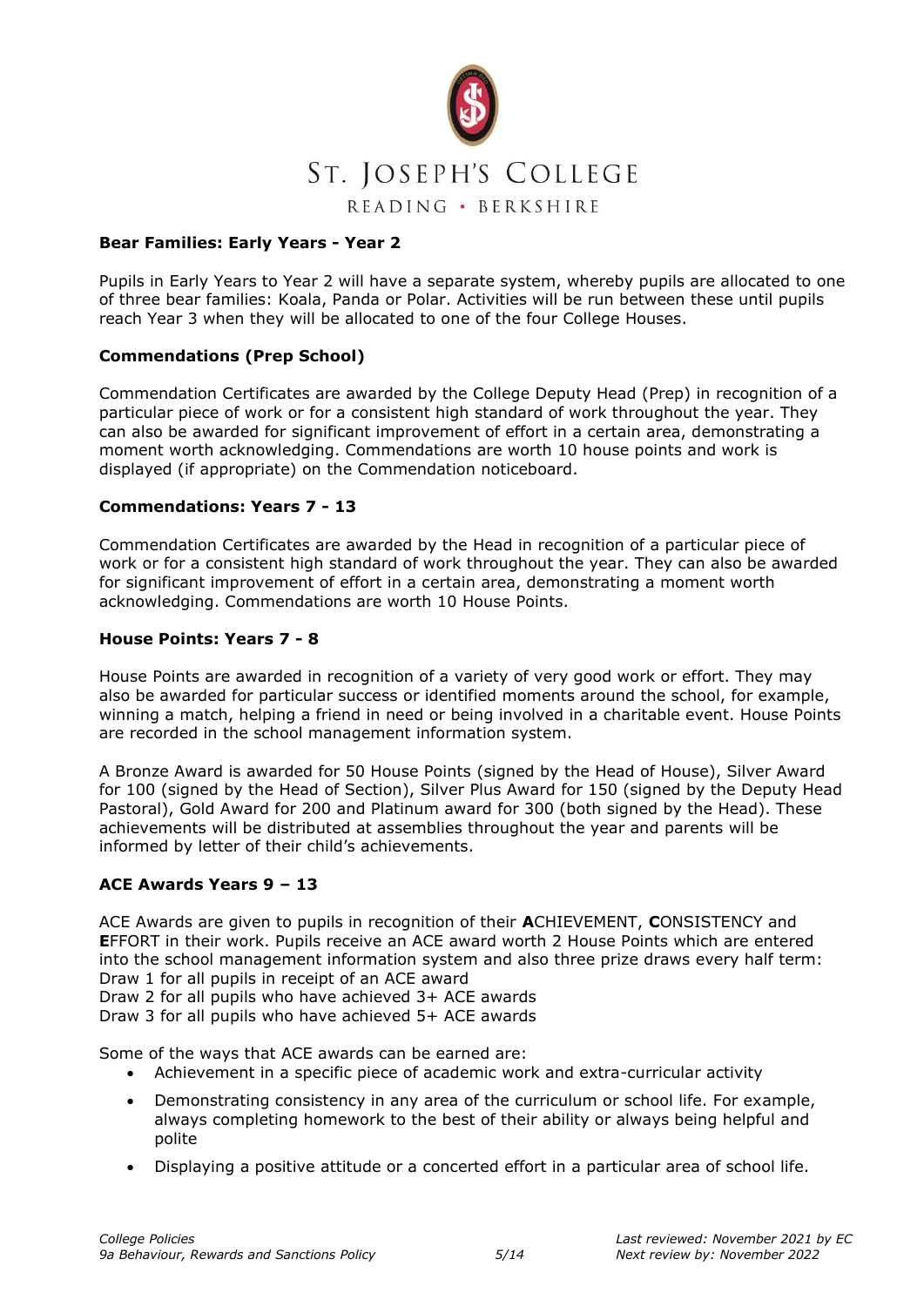### Bear Families: Early Years - Year 2

Pupils in Early Years to Year 2 will have a separate system, whereby pupils are allocated to one of three bear families: Koala, Panda or Polar. Activities will be run between these until pupils reach Year 3 when they will be allocated to one of the four College Houses.

### Commendations (Prep School)

Commendation Certificates are awarded by the College Deputy Head (Prep) in recognition of a particular piece of work or for a consistent high standard of work throughout the year. They can also be awarded for significant improvement of effort in a certain area, demonstrating a moment worth acknowledging. Commendations are worth 10 house points and work is displayed (if appropriate) on the Commendation noticeboard.

### Commendations: Years 7 - 13

Commendation Certificates are awarded by the Head in recognition of a particular piece of work or for a consistent high standard of work throughout the year. They can also be awarded for significant improvement of effort in a certain area, demonstrating a moment worth acknowledging. Commendations are worth 10 House Points.

### House Points: Years 7 - 8

House Points are awarded in recognition of a variety of very good work or effort. They may also be awarded for particular success or identified moments around the school, for example, winning a match, helping a friend in need or being involved in a charitable event. House Points are recorded in the school management information system.

A Bronze Award is awarded for 50 House Points (signed by the Head of House), Silver Award for 100 (signed by the Head of Section), Silver Plus Award for 150 (signed by the Deputy Head Pastoral), Gold Award for 200 and Platinum award for 300 (both signed by the Head). These achievements will be distributed at assemblies throughout the year and parents will be informed by letter of their child's achievements.

### ACE Awards Years 9 – 13

ACE Awards are given to pupils in recognition of their **A**CHIEVEMENT, **C**ONSISTENCY and **E**FFORT in their work. Pupils receive an ACE award worth 2 House Points which are entered into the school management information system and also three prize draws every half term:
Draw 1 for all pupils in receipt of an ACE award
Draw 2 for all pupils who have achieved 3+ ACE awards
Draw 3 for all pupils who have achieved 5+ ACE awards

Some of the ways that ACE awards can be earned are:

- Achievement in a specific piece of academic work and extra-curricular activity
- Demonstrating consistency in any area of the curriculum or school life. For example, always completing homework to the best of their ability or always being helpful and polite
- Displaying a positive attitude or a concerted effort in a particular area of school life.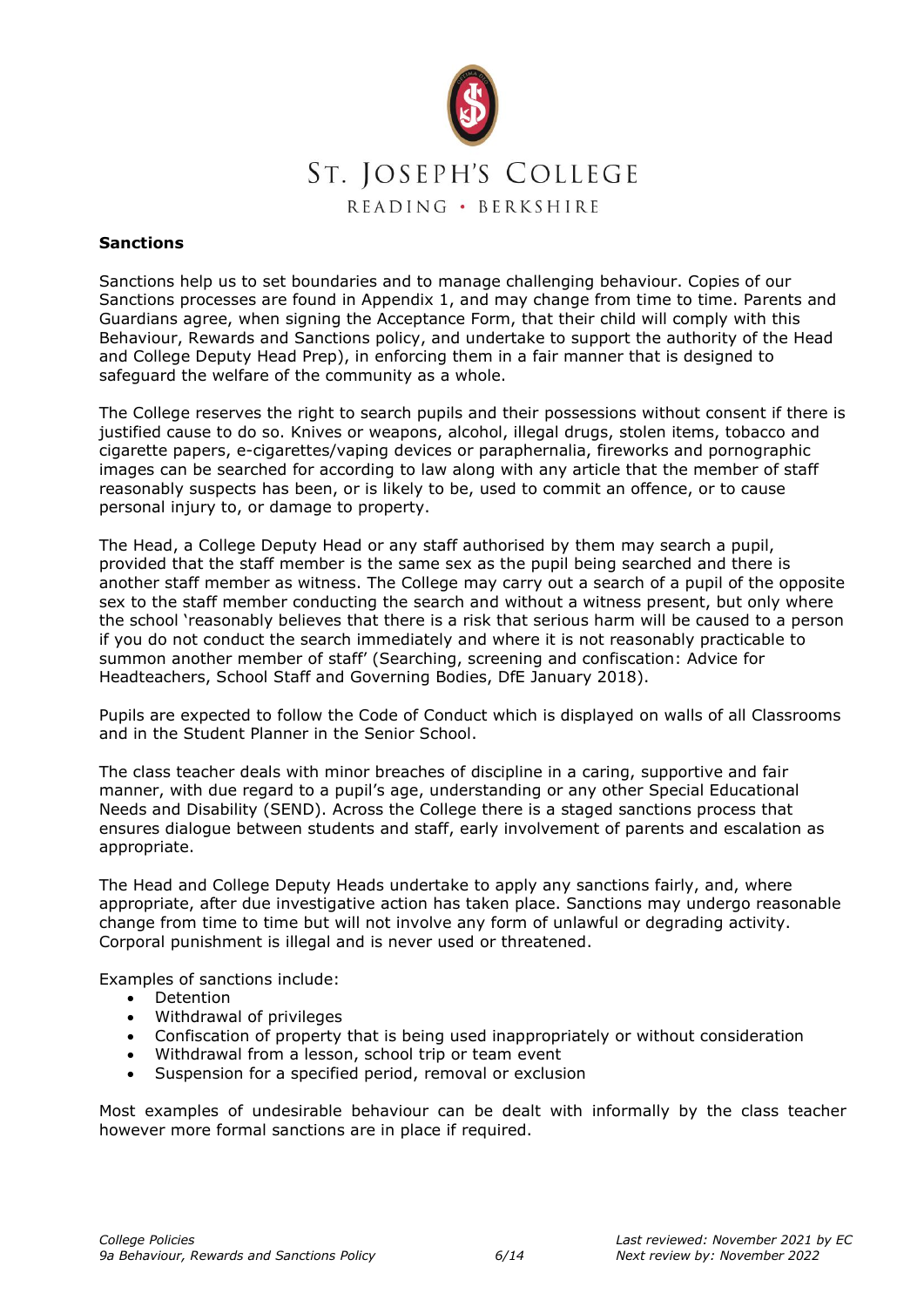## Sanctions

Sanctions help us to set boundaries and to manage challenging behaviour. Copies of our Sanctions processes are found in Appendix 1, and may change from time to time. Parents and Guardians agree, when signing the Acceptance Form, that their child will comply with this Behaviour, Rewards and Sanctions policy, and undertake to support the authority of the Head and College Deputy Head Prep), in enforcing them in a fair manner that is designed to safeguard the welfare of the community as a whole.

The College reserves the right to search pupils and their possessions without consent if there is justified cause to do so. Knives or weapons, alcohol, illegal drugs, stolen items, tobacco and cigarette papers, e-cigarettes/vaping devices or paraphernalia, fireworks and pornographic images can be searched for according to law along with any article that the member of staff reasonably suspects has been, or is likely to be, used to commit an offence, or to cause personal injury to, or damage to property.

The Head, a College Deputy Head or any staff authorised by them may search a pupil, provided that the staff member is the same sex as the pupil being searched and there is another staff member as witness. The College may carry out a search of a pupil of the opposite sex to the staff member conducting the search and without a witness present, but only where the school 'reasonably believes that there is a risk that serious harm will be caused to a person if you do not conduct the search immediately and where it is not reasonably practicable to summon another member of staff' (Searching, screening and confiscation: Advice for Headteachers, School Staff and Governing Bodies, DfE January 2018).

Pupils are expected to follow the Code of Conduct which is displayed on walls of all Classrooms and in the Student Planner in the Senior School.

The class teacher deals with minor breaches of discipline in a caring, supportive and fair manner, with due regard to a pupil's age, understanding or any other Special Educational Needs and Disability (SEND). Across the College there is a staged sanctions process that ensures dialogue between students and staff, early involvement of parents and escalation as appropriate.

The Head and College Deputy Heads undertake to apply any sanctions fairly, and, where appropriate, after due investigative action has taken place. Sanctions may undergo reasonable change from time to time but will not involve any form of unlawful or degrading activity. Corporal punishment is illegal and is never used or threatened.

Examples of sanctions include:

- Detention
- Withdrawal of privileges
- Confiscation of property that is being used inappropriately or without consideration
- Withdrawal from a lesson, school trip or team event
- Suspension for a specified period, removal or exclusion

Most examples of undesirable behaviour can be dealt with informally by the class teacher however more formal sanctions are in place if required.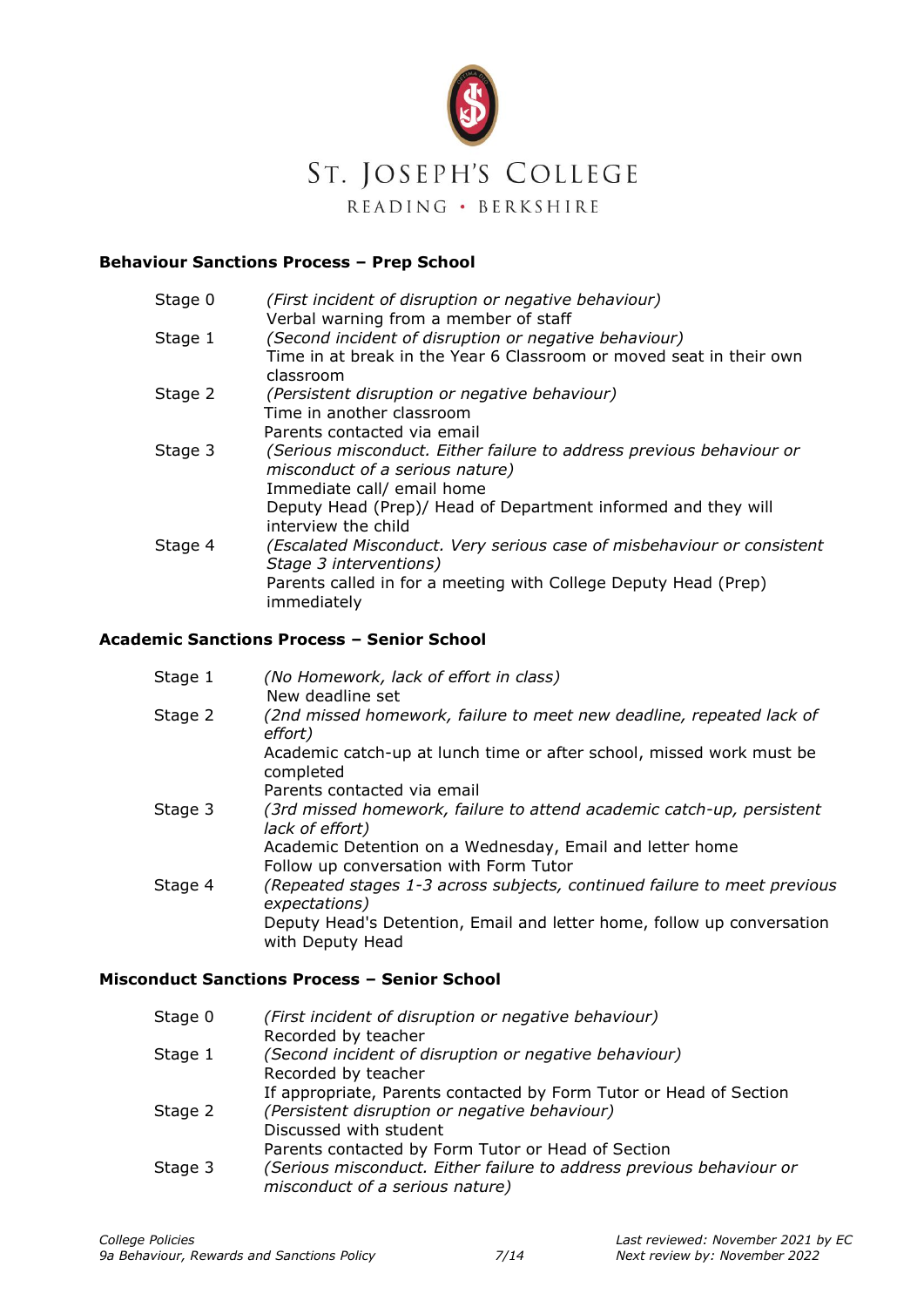ST. JOSEPH'S COLLEGE

READING • BERKSHIRE

**Behaviour Sanctions Process – Prep School**

| | |
|---|---|
| Stage 0 | *(First incident of disruption or negative behaviour)*<br>Verbal warning from a member of staff |
| Stage 1 | *(Second incident of disruption or negative behaviour)*<br>Time in at break in the Year 6 Classroom or moved seat in their own classroom |
| Stage 2 | *(Persistent disruption or negative behaviour)*<br>Time in another classroom<br>Parents contacted via email |
| Stage 3 | *(Serious misconduct. Either failure to address previous behaviour or misconduct of a serious nature)*<br>Immediate call/ email home<br>Deputy Head (Prep)/ Head of Department informed and they will interview the child |
| Stage 4 | *(Escalated Misconduct. Very serious case of misbehaviour or consistent Stage 3 interventions)*<br>Parents called in for a meeting with College Deputy Head (Prep) immediately |

**Academic Sanctions Process – Senior School**

| | |
|---|---|
| Stage 1 | *(No Homework, lack of effort in class)*<br>New deadline set |
| Stage 2 | *(2nd missed homework, failure to meet new deadline, repeated lack of effort)*<br>Academic catch-up at lunch time or after school, missed work must be completed<br>Parents contacted via email |
| Stage 3 | *(3rd missed homework, failure to attend academic catch-up, persistent lack of effort)*<br>Academic Detention on a Wednesday, Email and letter home<br>Follow up conversation with Form Tutor |
| Stage 4 | *(Repeated stages 1-3 across subjects, continued failure to meet previous expectations)*<br>Deputy Head's Detention, Email and letter home, follow up conversation with Deputy Head |

**Misconduct Sanctions Process – Senior School**

| | |
|---|---|
| Stage 0 | *(First incident of disruption or negative behaviour)*<br>Recorded by teacher |
| Stage 1 | *(Second incident of disruption or negative behaviour)*<br>Recorded by teacher<br>If appropriate, Parents contacted by Form Tutor or Head of Section |
| Stage 2 | *(Persistent disruption or negative behaviour)*<br>Discussed with student<br>Parents contacted by Form Tutor or Head of Section |
| Stage 3 | *(Serious misconduct. Either failure to address previous behaviour or misconduct of a serious nature)* |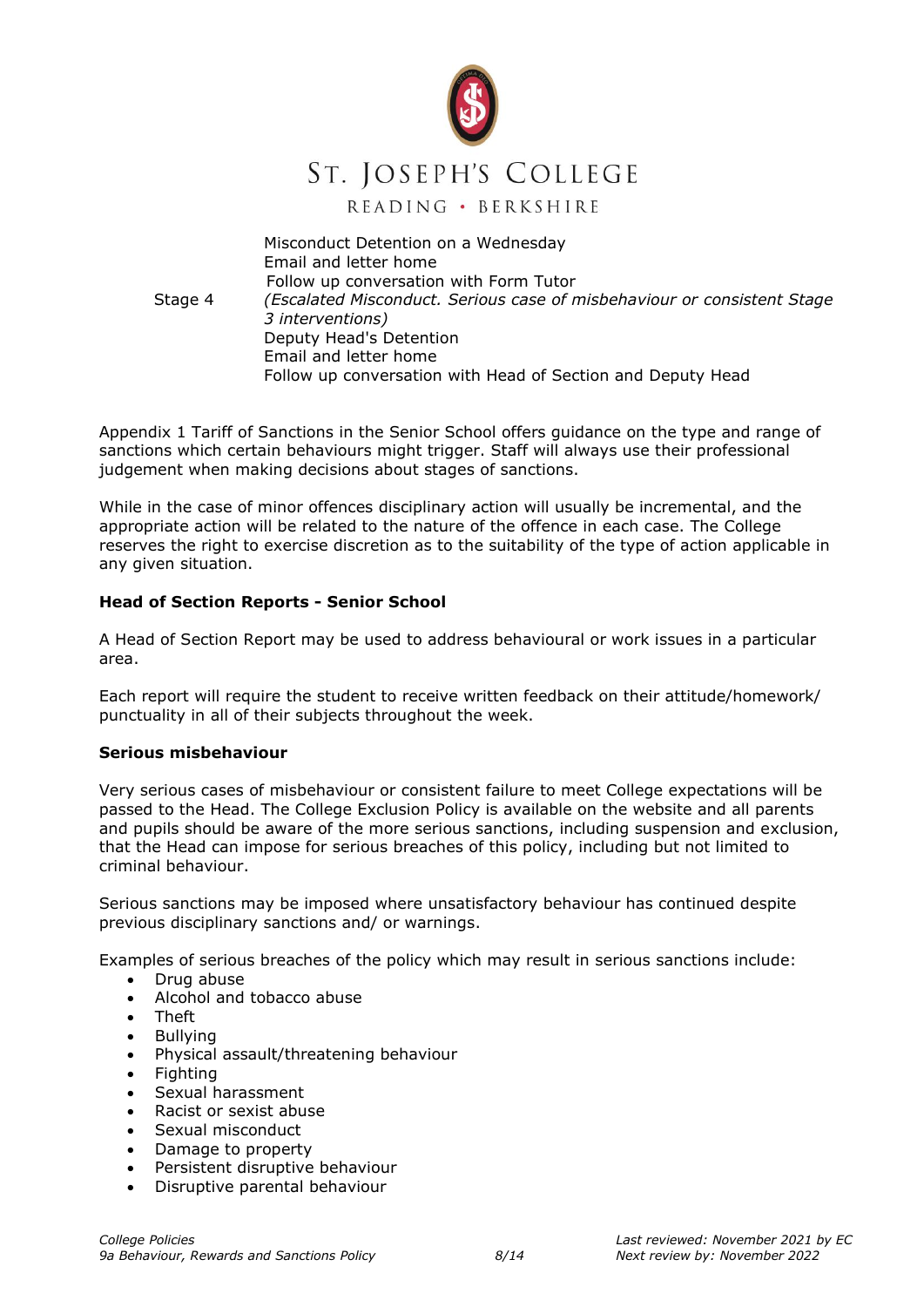| | |
|---|---|
| | Misconduct Detention on a Wednesday<br>Email and letter home<br>Follow up conversation with Form Tutor |
| Stage 4 | *(Escalated Misconduct. Serious case of misbehaviour or consistent Stage 3 interventions)*<br>Deputy Head's Detention<br>Email and letter home<br>Follow up conversation with Head of Section and Deputy Head |

Appendix 1 Tariff of Sanctions in the Senior School offers guidance on the type and range of sanctions which certain behaviours might trigger. Staff will always use their professional judgement when making decisions about stages of sanctions.

While in the case of minor offences disciplinary action will usually be incremental, and the appropriate action will be related to the nature of the offence in each case. The College reserves the right to exercise discretion as to the suitability of the type of action applicable in any given situation.

**Head of Section Reports - Senior School**

A Head of Section Report may be used to address behavioural or work issues in a particular area.

Each report will require the student to receive written feedback on their attitude/homework/ punctuality in all of their subjects throughout the week.

**Serious misbehaviour**

Very serious cases of misbehaviour or consistent failure to meet College expectations will be passed to the Head. The College Exclusion Policy is available on the website and all parents and pupils should be aware of the more serious sanctions, including suspension and exclusion, that the Head can impose for serious breaches of this policy, including but not limited to criminal behaviour.

Serious sanctions may be imposed where unsatisfactory behaviour has continued despite previous disciplinary sanctions and/ or warnings.

Examples of serious breaches of the policy which may result in serious sanctions include:

- Drug abuse
- Alcohol and tobacco abuse
- Theft
- Bullying
- Physical assault/threatening behaviour
- Fighting
- Sexual harassment
- Racist or sexist abuse
- Sexual misconduct
- Damage to property
- Persistent disruptive behaviour
- Disruptive parental behaviour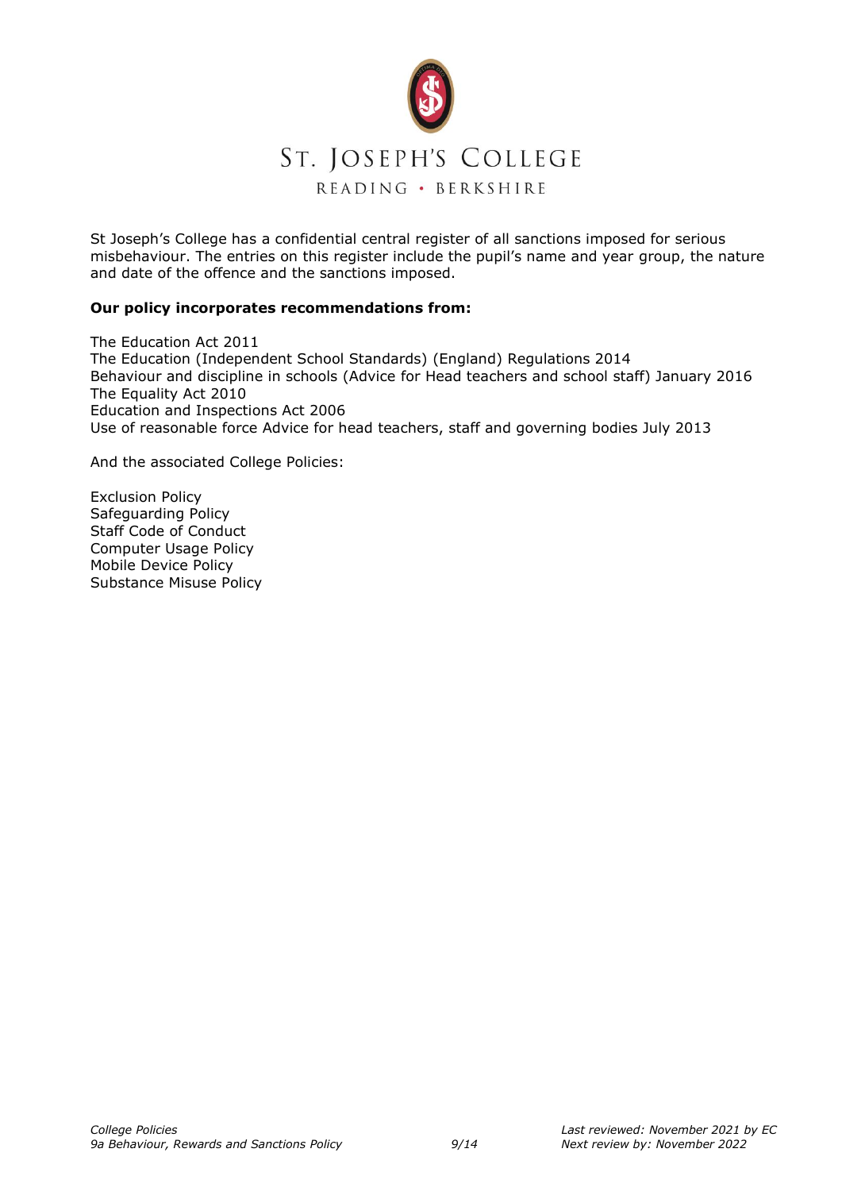St Joseph's College has a confidential central register of all sanctions imposed for serious misbehaviour. The entries on this register include the pupil's name and year group, the nature and date of the offence and the sanctions imposed.

**Our policy incorporates recommendations from:**

The Education Act 2011
The Education (Independent School Standards) (England) Regulations 2014
Behaviour and discipline in schools (Advice for Head teachers and school staff) January 2016
The Equality Act 2010
Education and Inspections Act 2006
Use of reasonable force Advice for head teachers, staff and governing bodies July 2013

And the associated College Policies:

Exclusion Policy
Safeguarding Policy
Staff Code of Conduct
Computer Usage Policy
Mobile Device Policy
Substance Misuse Policy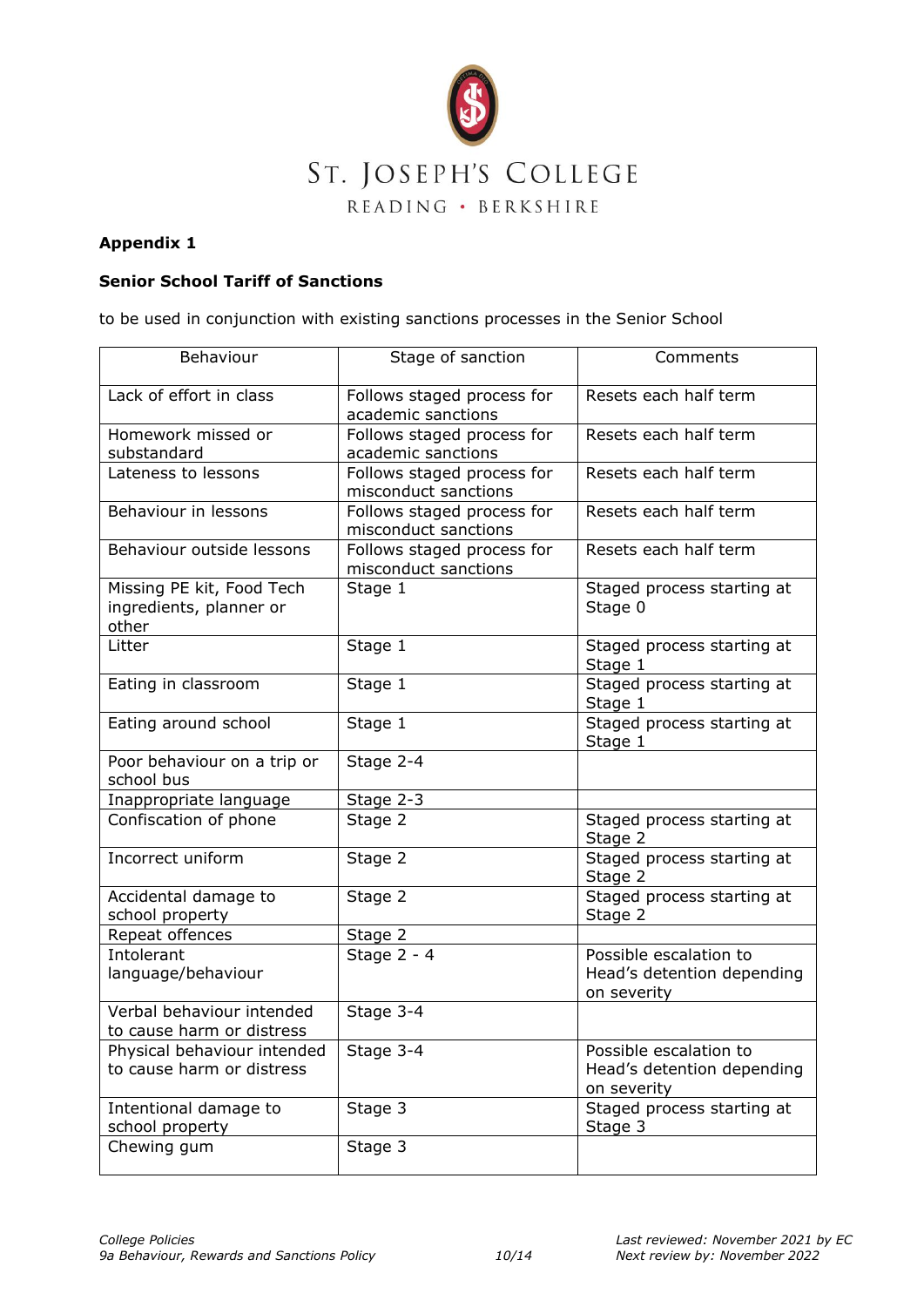ST. JOSEPH'S COLLEGE

READING • BERKSHIRE

**Appendix 1**

**Senior School Tariff of Sanctions**

to be used in conjunction with existing sanctions processes in the Senior School

| Behaviour | Stage of sanction | Comments |
|---|---|---|
| Lack of effort in class | Follows staged process for academic sanctions | Resets each half term |
| Homework missed or substandard | Follows staged process for academic sanctions | Resets each half term |
| Lateness to lessons | Follows staged process for misconduct sanctions | Resets each half term |
| Behaviour in lessons | Follows staged process for misconduct sanctions | Resets each half term |
| Behaviour outside lessons | Follows staged process for misconduct sanctions | Resets each half term |
| Missing PE kit, Food Tech ingredients, planner or other | Stage 1 | Staged process starting at Stage 0 |
| Litter | Stage 1 | Staged process starting at Stage 1 |
| Eating in classroom | Stage 1 | Staged process starting at Stage 1 |
| Eating around school | Stage 1 | Staged process starting at Stage 1 |
| Poor behaviour on a trip or school bus | Stage 2-4 | |
| Inappropriate language | Stage 2-3 | |
| Confiscation of phone | Stage 2 | Staged process starting at Stage 2 |
| Incorrect uniform | Stage 2 | Staged process starting at Stage 2 |
| Accidental damage to school property | Stage 2 | Staged process starting at Stage 2 |
| Repeat offences | Stage 2 | |
| Intolerant language/behaviour | Stage 2 - 4 | Possible escalation to Head's detention depending on severity |
| Verbal behaviour intended to cause harm or distress | Stage 3-4 | |
| Physical behaviour intended to cause harm or distress | Stage 3-4 | Possible escalation to Head's detention depending on severity |
| Intentional damage to school property | Stage 3 | Staged process starting at Stage 3 |
| Chewing gum | Stage 3 | |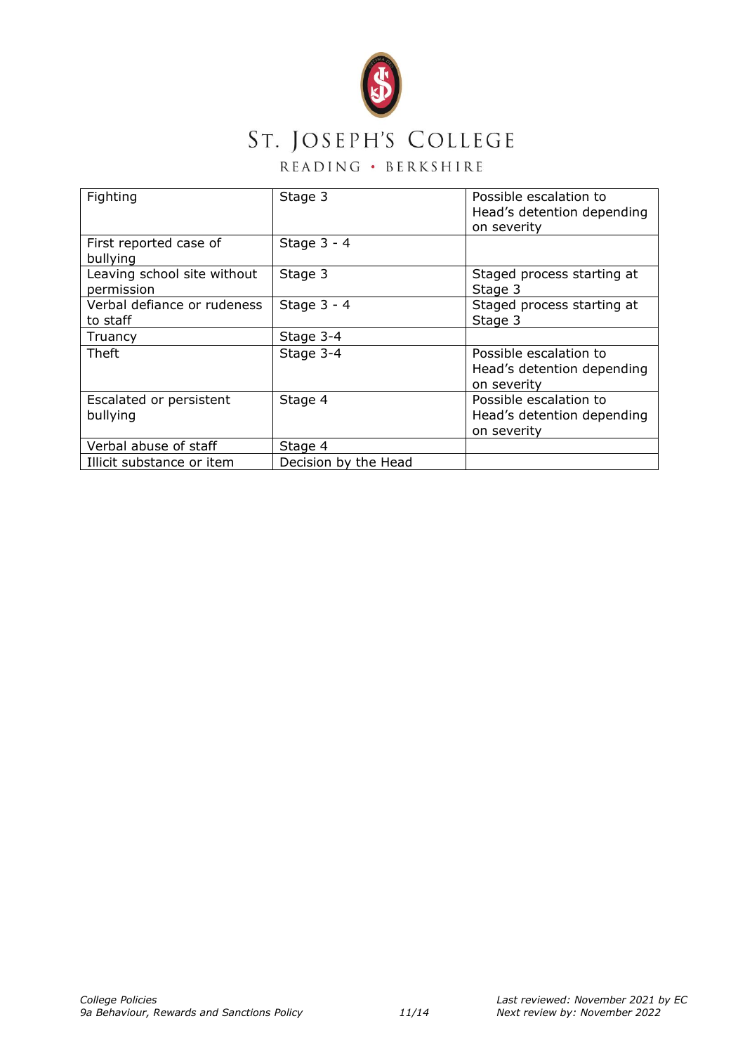| Fighting | Stage 3 | Possible escalation to Head's detention depending on severity |
|---|---|---|
| First reported case of bullying | Stage 3 - 4 | |
| Leaving school site without permission | Stage 3 | Staged process starting at Stage 3 |
| Verbal defiance or rudeness to staff | Stage 3 - 4 | Staged process starting at Stage 3 |
| Truancy | Stage 3-4 | |
| Theft | Stage 3-4 | Possible escalation to Head's detention depending on severity |
| Escalated or persistent bullying | Stage 4 | Possible escalation to Head's detention depending on severity |
| Verbal abuse of staff | Stage 4 | |
| Illicit substance or item | Decision by the Head | |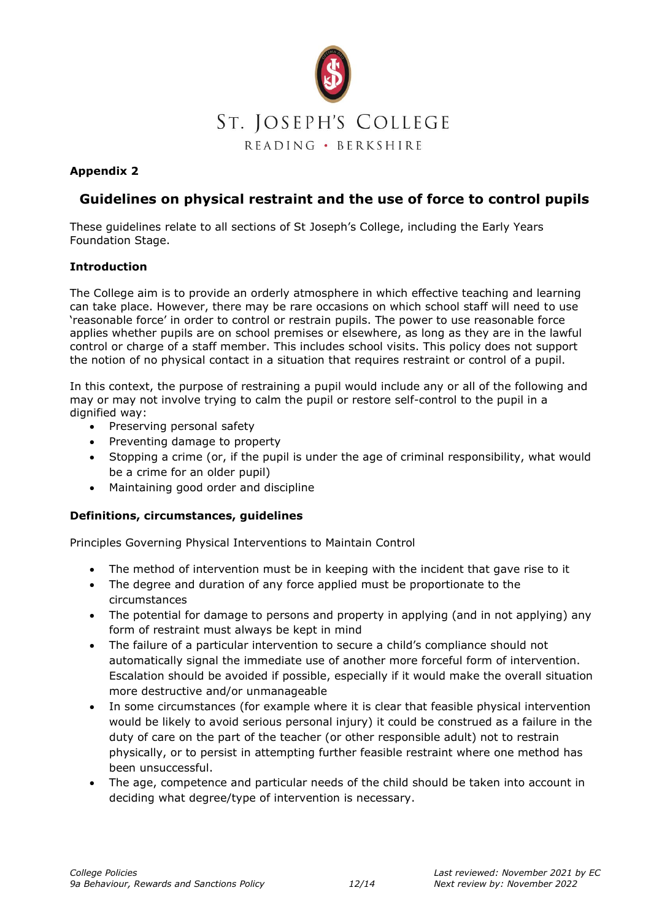ST. JOSEPH'S COLLEGE

READING • BERKSHIRE

**Appendix 2**

## Guidelines on physical restraint and the use of force to control pupils

These guidelines relate to all sections of St Joseph's College, including the Early Years Foundation Stage.

**Introduction**

The College aim is to provide an orderly atmosphere in which effective teaching and learning can take place. However, there may be rare occasions on which school staff will need to use 'reasonable force' in order to control or restrain pupils. The power to use reasonable force applies whether pupils are on school premises or elsewhere, as long as they are in the lawful control or charge of a staff member. This includes school visits. This policy does not support the notion of no physical contact in a situation that requires restraint or control of a pupil.

In this context, the purpose of restraining a pupil would include any or all of the following and may or may not involve trying to calm the pupil or restore self-control to the pupil in a dignified way:

- Preserving personal safety
- Preventing damage to property
- Stopping a crime (or, if the pupil is under the age of criminal responsibility, what would be a crime for an older pupil)
- Maintaining good order and discipline

**Definitions, circumstances, guidelines**

Principles Governing Physical Interventions to Maintain Control

- The method of intervention must be in keeping with the incident that gave rise to it
- The degree and duration of any force applied must be proportionate to the circumstances
- The potential for damage to persons and property in applying (and in not applying) any form of restraint must always be kept in mind
- The failure of a particular intervention to secure a child's compliance should not automatically signal the immediate use of another more forceful form of intervention. Escalation should be avoided if possible, especially if it would make the overall situation more destructive and/or unmanageable
- In some circumstances (for example where it is clear that feasible physical intervention would be likely to avoid serious personal injury) it could be construed as a failure in the duty of care on the part of the teacher (or other responsible adult) not to restrain physically, or to persist in attempting further feasible restraint where one method has been unsuccessful.
- The age, competence and particular needs of the child should be taken into account in deciding what degree/type of intervention is necessary.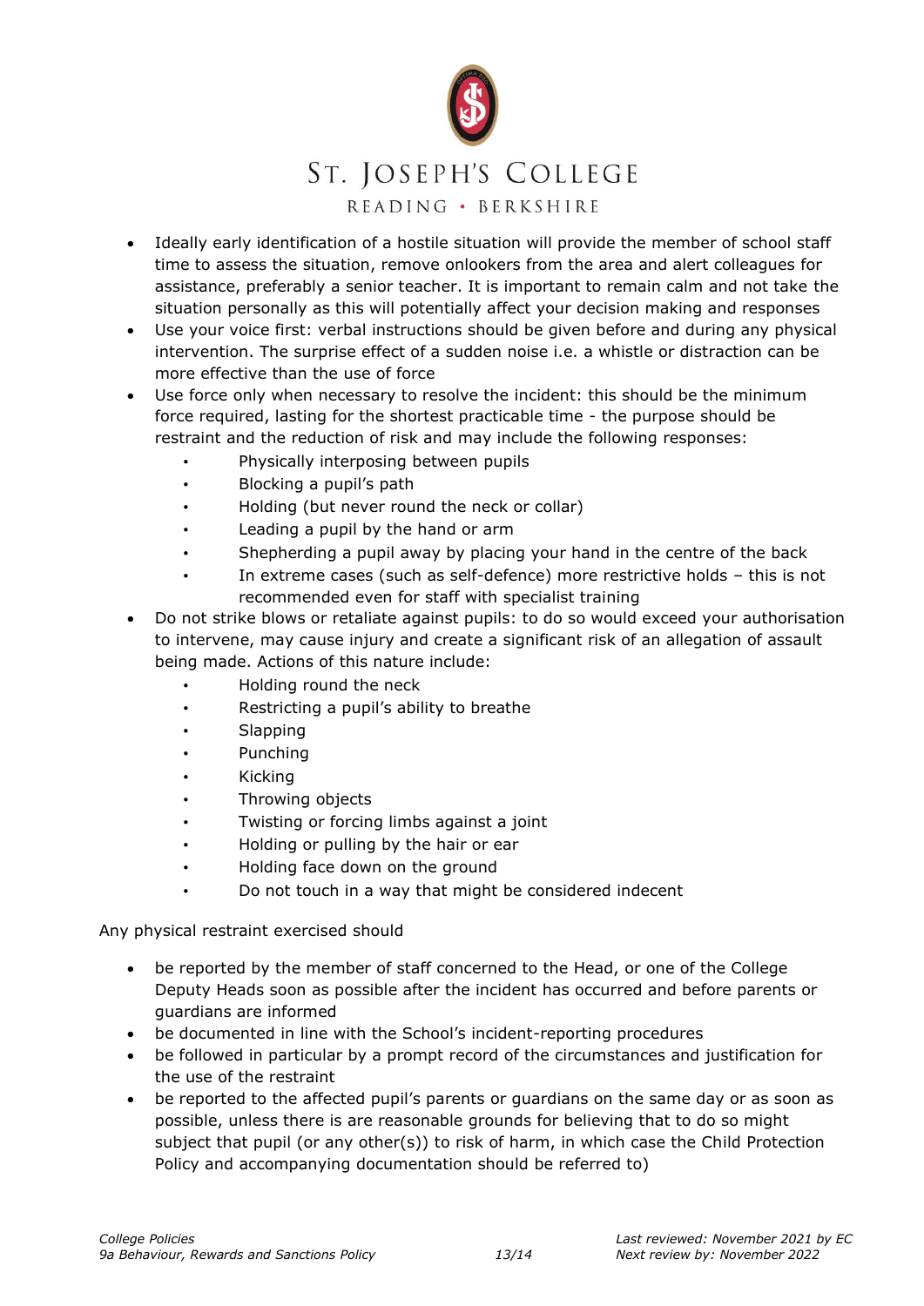- Ideally early identification of a hostile situation will provide the member of school staff time to assess the situation, remove onlookers from the area and alert colleagues for assistance, preferably a senior teacher. It is important to remain calm and not take the situation personally as this will potentially affect your decision making and responses
- Use your voice first: verbal instructions should be given before and during any physical intervention. The surprise effect of a sudden noise i.e. a whistle or distraction can be more effective than the use of force
- Use force only when necessary to resolve the incident: this should be the minimum force required, lasting for the shortest practicable time - the purpose should be restraint and the reduction of risk and may include the following responses:
    - Physically interposing between pupils
    - Blocking a pupil's path
    - Holding (but never round the neck or collar)
    - Leading a pupil by the hand or arm
    - Shepherding a pupil away by placing your hand in the centre of the back
    - In extreme cases (such as self-defence) more restrictive holds – this is not recommended even for staff with specialist training
- Do not strike blows or retaliate against pupils: to do so would exceed your authorisation to intervene, may cause injury and create a significant risk of an allegation of assault being made. Actions of this nature include:
    - Holding round the neck
    - Restricting a pupil's ability to breathe
    - Slapping
    - Punching
    - Kicking
    - Throwing objects
    - Twisting or forcing limbs against a joint
    - Holding or pulling by the hair or ear
    - Holding face down on the ground
    - Do not touch in a way that might be considered indecent

Any physical restraint exercised should

- be reported by the member of staff concerned to the Head, or one of the College Deputy Heads soon as possible after the incident has occurred and before parents or guardians are informed
- be documented in line with the School's incident-reporting procedures
- be followed in particular by a prompt record of the circumstances and justification for the use of the restraint
- be reported to the affected pupil's parents or guardians on the same day or as soon as possible, unless there is are reasonable grounds for believing that to do so might subject that pupil (or any other(s)) to risk of harm, in which case the Child Protection Policy and accompanying documentation should be referred to)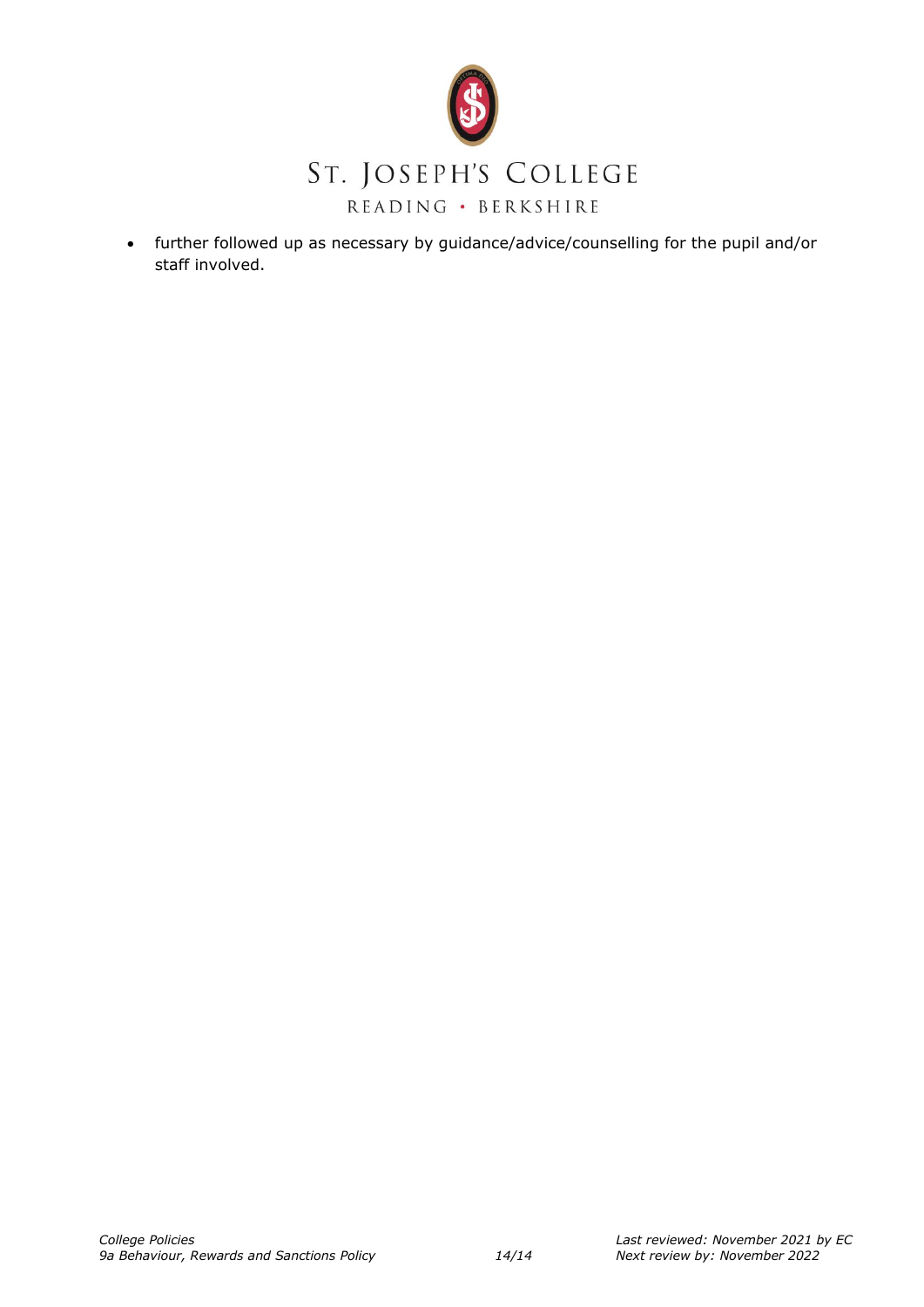- further followed up as necessary by guidance/advice/counselling for the pupil and/or staff involved.